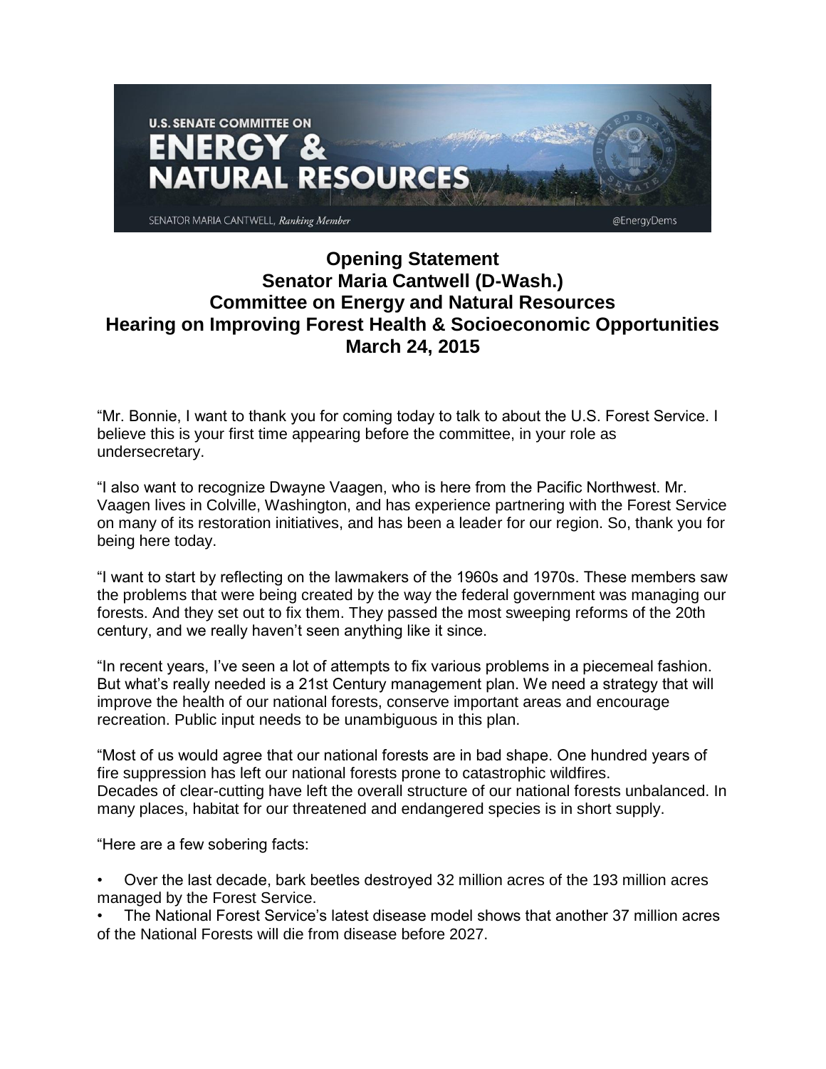# Opening Statement
# Senator Maria Cantwell (D-Wash.)
# Committee on Energy and Natural Resources
# Hearing on Improving Forest Health & Socioeconomic Opportunities
# March 24, 2015

"Mr. Bonnie, I want to thank you for coming today to talk to about the U.S. Forest Service. I believe this is your first time appearing before the committee, in your role as undersecretary.

"I also want to recognize Dwayne Vaagen, who is here from the Pacific Northwest. Mr. Vaagen lives in Colville, Washington, and has experience partnering with the Forest Service on many of its restoration initiatives, and has been a leader for our region. So, thank you for being here today.

"I want to start by reflecting on the lawmakers of the 1960s and 1970s. These members saw the problems that were being created by the way the federal government was managing our forests. And they set out to fix them. They passed the most sweeping reforms of the 20th century, and we really haven't seen anything like it since.

"In recent years, I've seen a lot of attempts to fix various problems in a piecemeal fashion. But what's really needed is a 21st Century management plan. We need a strategy that will improve the health of our national forests, conserve important areas and encourage recreation. Public input needs to be unambiguous in this plan.

"Most of us would agree that our national forests are in bad shape. One hundred years of fire suppression has left our national forests prone to catastrophic wildfires. Decades of clear-cutting have left the overall structure of our national forests unbalanced. In many places, habitat for our threatened and endangered species is in short supply.

"Here are a few sobering facts:

- Over the last decade, bark beetles destroyed 32 million acres of the 193 million acres managed by the Forest Service.
- The National Forest Service's latest disease model shows that another 37 million acres of the National Forests will die from disease before 2027.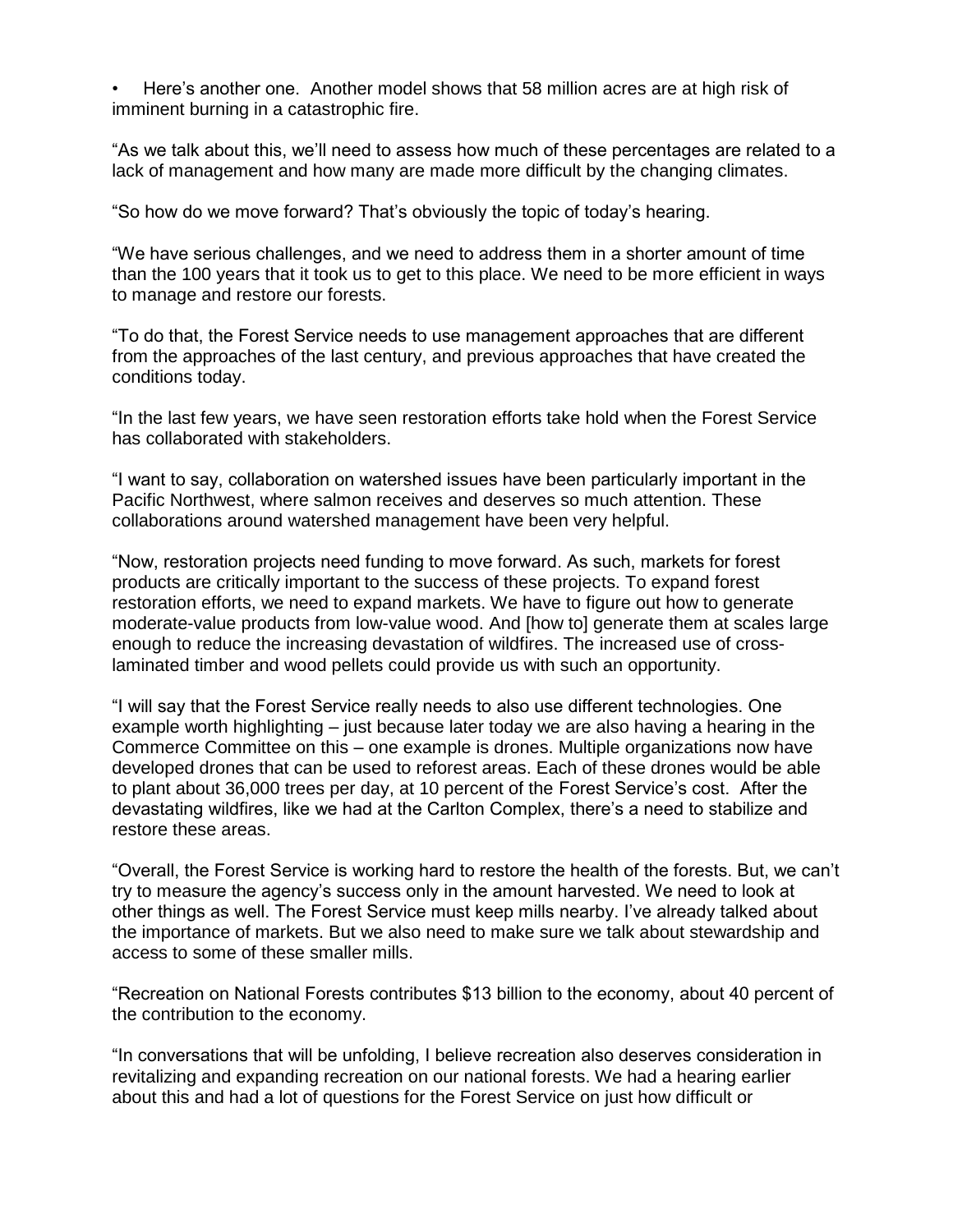• Here's another one. Another model shows that 58 million acres are at high risk of imminent burning in a catastrophic fire.

"As we talk about this, we'll need to assess how much of these percentages are related to a lack of management and how many are made more difficult by the changing climates.

"So how do we move forward? That's obviously the topic of today's hearing.

"We have serious challenges, and we need to address them in a shorter amount of time than the 100 years that it took us to get to this place. We need to be more efficient in ways to manage and restore our forests.

"To do that, the Forest Service needs to use management approaches that are different from the approaches of the last century, and previous approaches that have created the conditions today.

"In the last few years, we have seen restoration efforts take hold when the Forest Service has collaborated with stakeholders.

"I want to say, collaboration on watershed issues have been particularly important in the Pacific Northwest, where salmon receives and deserves so much attention. These collaborations around watershed management have been very helpful.

"Now, restoration projects need funding to move forward. As such, markets for forest products are critically important to the success of these projects. To expand forest restoration efforts, we need to expand markets. We have to figure out how to generate moderate-value products from low-value wood. And [how to] generate them at scales large enough to reduce the increasing devastation of wildfires. The increased use of cross-laminated timber and wood pellets could provide us with such an opportunity.

"I will say that the Forest Service really needs to also use different technologies. One example worth highlighting – just because later today we are also having a hearing in the Commerce Committee on this – one example is drones. Multiple organizations now have developed drones that can be used to reforest areas. Each of these drones would be able to plant about 36,000 trees per day, at 10 percent of the Forest Service's cost. After the devastating wildfires, like we had at the Carlton Complex, there's a need to stabilize and restore these areas.

"Overall, the Forest Service is working hard to restore the health of the forests. But, we can't try to measure the agency's success only in the amount harvested. We need to look at other things as well. The Forest Service must keep mills nearby. I've already talked about the importance of markets. But we also need to make sure we talk about stewardship and access to some of these smaller mills.

"Recreation on National Forests contributes $13 billion to the economy, about 40 percent of the contribution to the economy.

"In conversations that will be unfolding, I believe recreation also deserves consideration in revitalizing and expanding recreation on our national forests. We had a hearing earlier about this and had a lot of questions for the Forest Service on just how difficult or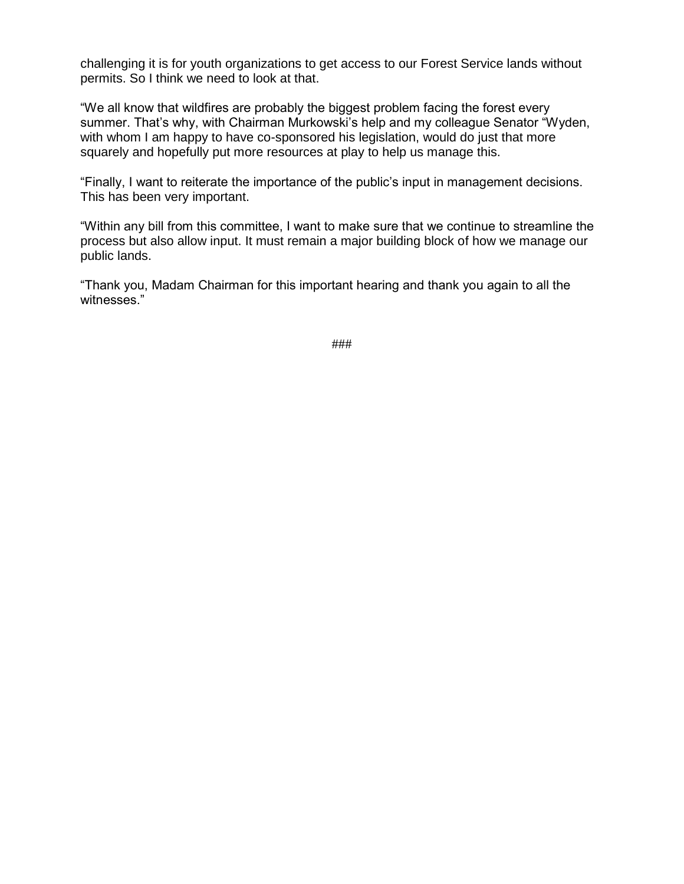challenging it is for youth organizations to get access to our Forest Service lands without permits. So I think we need to look at that.

“We all know that wildfires are probably the biggest problem facing the forest every summer. That’s why, with Chairman Murkowski’s help and my colleague Senator “Wyden, with whom I am happy to have co-sponsored his legislation, would do just that more squarely and hopefully put more resources at play to help us manage this.

“Finally, I want to reiterate the importance of the public’s input in management decisions. This has been very important.

“Within any bill from this committee, I want to make sure that we continue to streamline the process but also allow input. It must remain a major building block of how we manage our public lands.

“Thank you, Madam Chairman for this important hearing and thank you again to all the witnesses.”

###